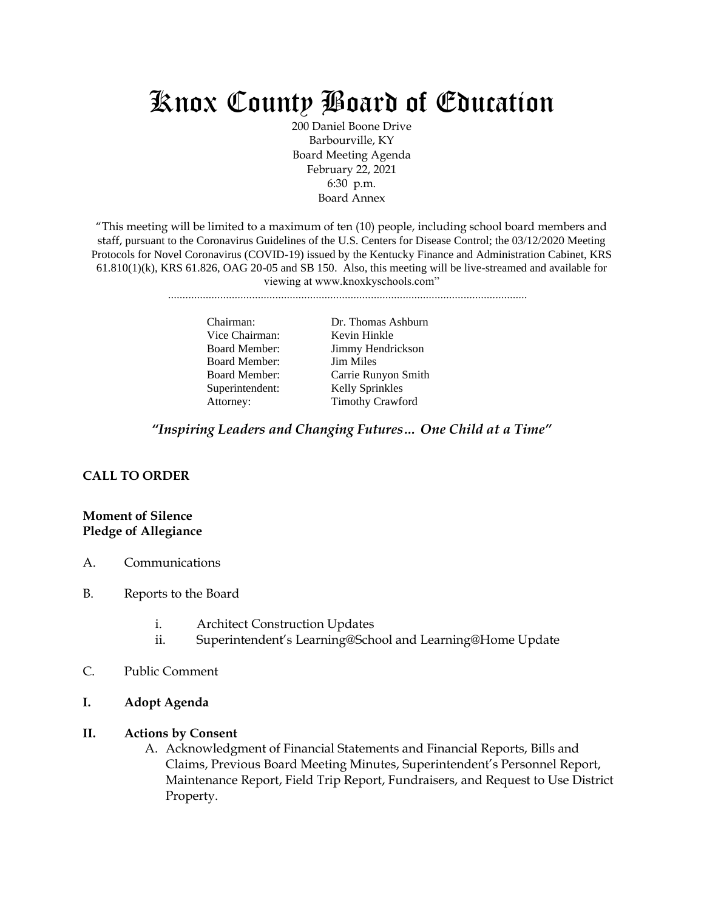# Knox County Board of Education

200 Daniel Boone Drive
Barbourville, KY
Board Meeting Agenda
February 22, 2021
6:30 p.m.
Board Annex

"This meeting will be limited to a maximum of ten (10) people, including school board members and staff, pursuant to the Coronavirus Guidelines of the U.S. Centers for Disease Control; the 03/12/2020 Meeting Protocols for Novel Coronavirus (COVID-19) issued by the Kentucky Finance and Administration Cabinet, KRS 61.810(1)(k), KRS 61.826, OAG 20-05 and SB 150. Also, this meeting will be live-streamed and available for viewing at www.knoxkyschools.com"

| | |
|---|---|
| Chairman: | Dr. Thomas Ashburn |
| Vice Chairman: | Kevin Hinkle |
| Board Member: | Jimmy Hendrickson |
| Board Member: | Jim Miles |
| Board Member: | Carrie Runyon Smith |
| Superintendent: | Kelly Sprinkles |
| Attorney: | Timothy Crawford |

***"Inspiring Leaders and Changing Futures… One Child at a Time"***

**CALL TO ORDER**

**Moment of Silence**
**Pledge of Allegiance**

A. Communications

B. Reports to the Board

   i. Architect Construction Updates
   ii. Superintendent's Learning@School and Learning@Home Update

C. Public Comment

**I. Adopt Agenda**

**II. Actions by Consent**

   A. Acknowledgment of Financial Statements and Financial Reports, Bills and Claims, Previous Board Meeting Minutes, Superintendent's Personnel Report, Maintenance Report, Field Trip Report, Fundraisers, and Request to Use District Property.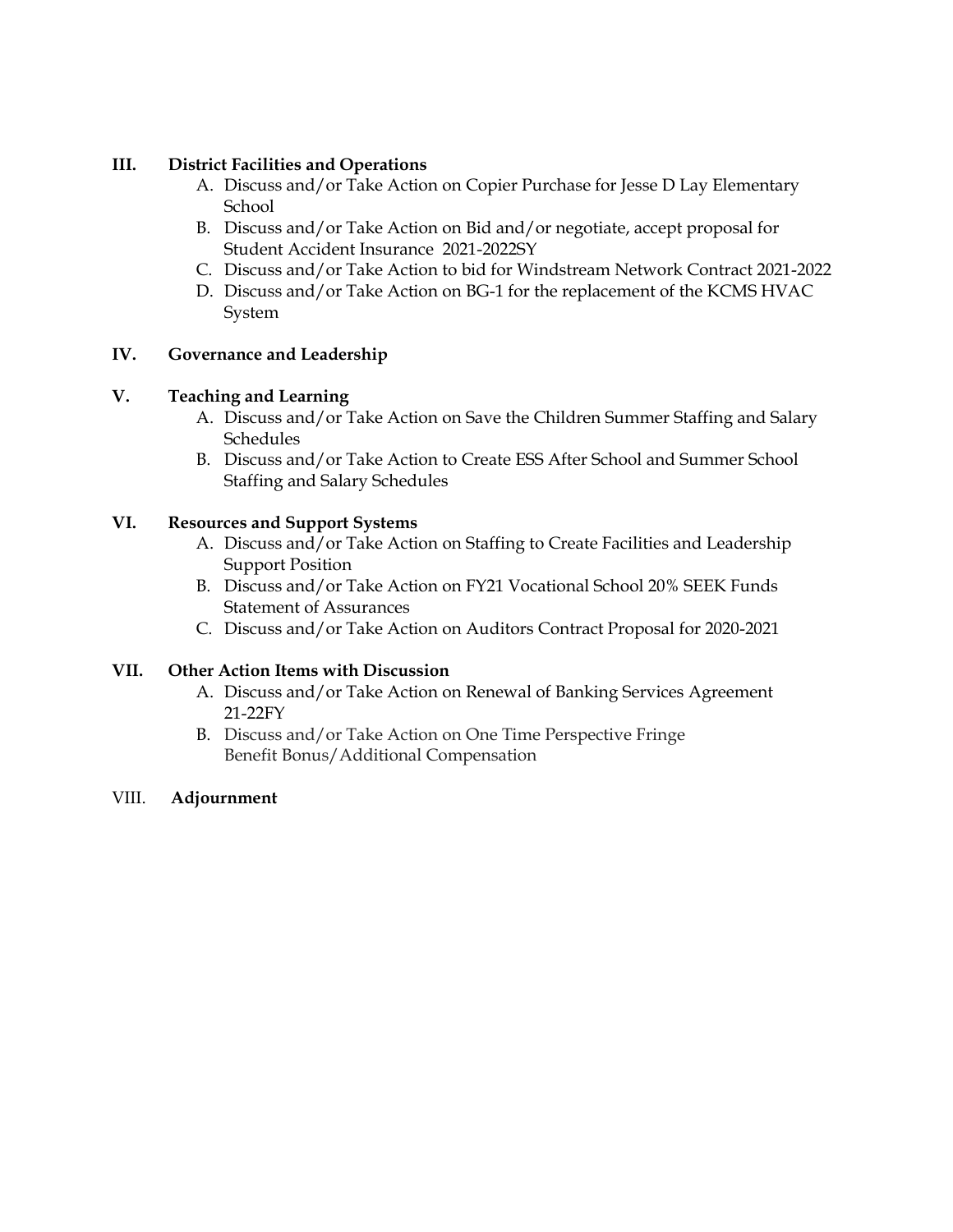**III. District Facilities and Operations**

A. Discuss and/or Take Action on Copier Purchase for Jesse D Lay Elementary School
B. Discuss and/or Take Action on Bid and/or negotiate, accept proposal for Student Accident Insurance 2021-2022SY
C. Discuss and/or Take Action to bid for Windstream Network Contract 2021-2022
D. Discuss and/or Take Action on BG-1 for the replacement of the KCMS HVAC System

**IV. Governance and Leadership**

**V. Teaching and Learning**

A. Discuss and/or Take Action on Save the Children Summer Staffing and Salary Schedules
B. Discuss and/or Take Action to Create ESS After School and Summer School Staffing and Salary Schedules

**VI. Resources and Support Systems**

A. Discuss and/or Take Action on Staffing to Create Facilities and Leadership Support Position
B. Discuss and/or Take Action on FY21 Vocational School 20% SEEK Funds Statement of Assurances
C. Discuss and/or Take Action on Auditors Contract Proposal for 2020-2021

**VII. Other Action Items with Discussion**

A. Discuss and/or Take Action on Renewal of Banking Services Agreement 21-22FY
B. Discuss and/or Take Action on One Time Perspective Fringe Benefit Bonus/Additional Compensation

VIII. **Adjournment**